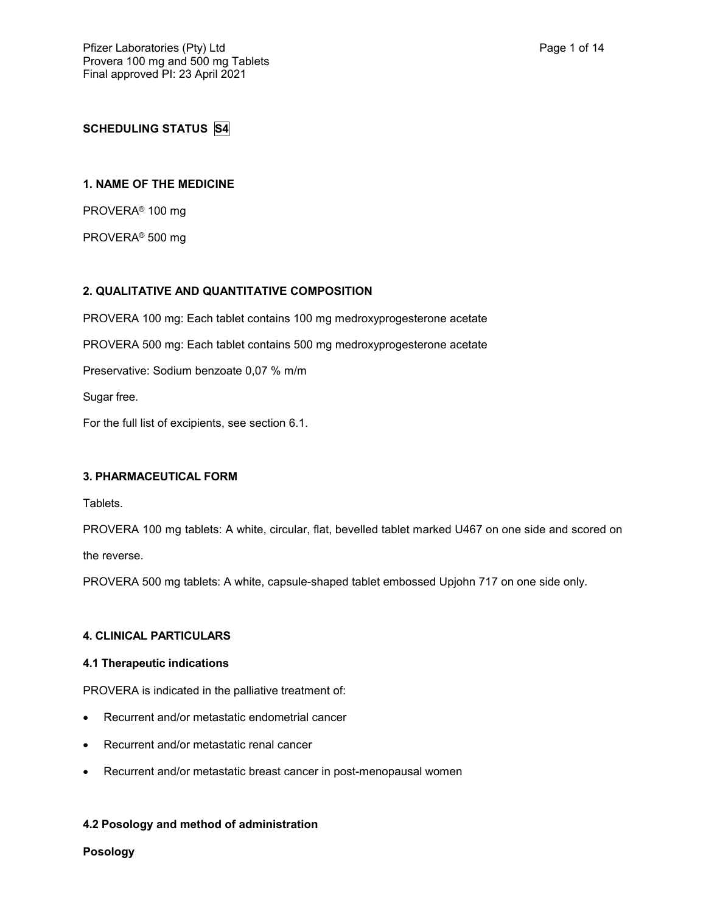**SCHEDULING STATUS S4**

## 1. NAME OF THE MEDICINE

PROVERA® 100 mg

PROVERA® 500 mg

## 2. QUALITATIVE AND QUANTITATIVE COMPOSITION

PROVERA 100 mg: Each tablet contains 100 mg medroxyprogesterone acetate

PROVERA 500 mg: Each tablet contains 500 mg medroxyprogesterone acetate

Preservative: Sodium benzoate 0,07 % m/m

Sugar free.

For the full list of excipients, see section 6.1.

## 3. PHARMACEUTICAL FORM

Tablets.

PROVERA 100 mg tablets: A white, circular, flat, bevelled tablet marked U467 on one side and scored on the reverse.

PROVERA 500 mg tablets: A white, capsule-shaped tablet embossed Upjohn 717 on one side only.

## 4. CLINICAL PARTICULARS

### 4.1 Therapeutic indications

PROVERA is indicated in the palliative treatment of:

- Recurrent and/or metastatic endometrial cancer
- Recurrent and/or metastatic renal cancer
- Recurrent and/or metastatic breast cancer in post-menopausal women

### 4.2 Posology and method of administration

**Posology**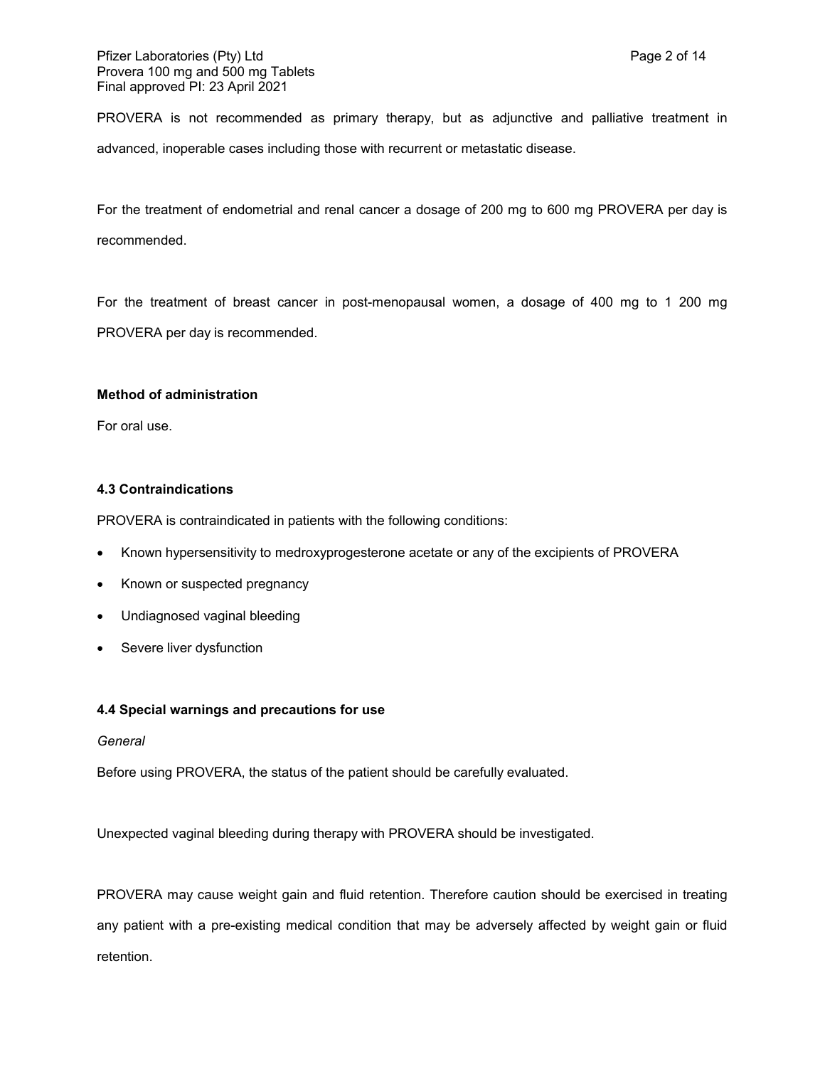PROVERA is not recommended as primary therapy, but as adjunctive and palliative treatment in advanced, inoperable cases including those with recurrent or metastatic disease.

For the treatment of endometrial and renal cancer a dosage of 200 mg to 600 mg PROVERA per day is recommended.

For the treatment of breast cancer in post-menopausal women, a dosage of 400 mg to 1 200 mg PROVERA per day is recommended.

**Method of administration**

For oral use.

### 4.3 Contraindications

PROVERA is contraindicated in patients with the following conditions:

- Known hypersensitivity to medroxyprogesterone acetate or any of the excipients of PROVERA
- Known or suspected pregnancy
- Undiagnosed vaginal bleeding
- Severe liver dysfunction

### 4.4 Special warnings and precautions for use

*General*

Before using PROVERA, the status of the patient should be carefully evaluated.

Unexpected vaginal bleeding during therapy with PROVERA should be investigated.

PROVERA may cause weight gain and fluid retention. Therefore caution should be exercised in treating any patient with a pre-existing medical condition that may be adversely affected by weight gain or fluid retention.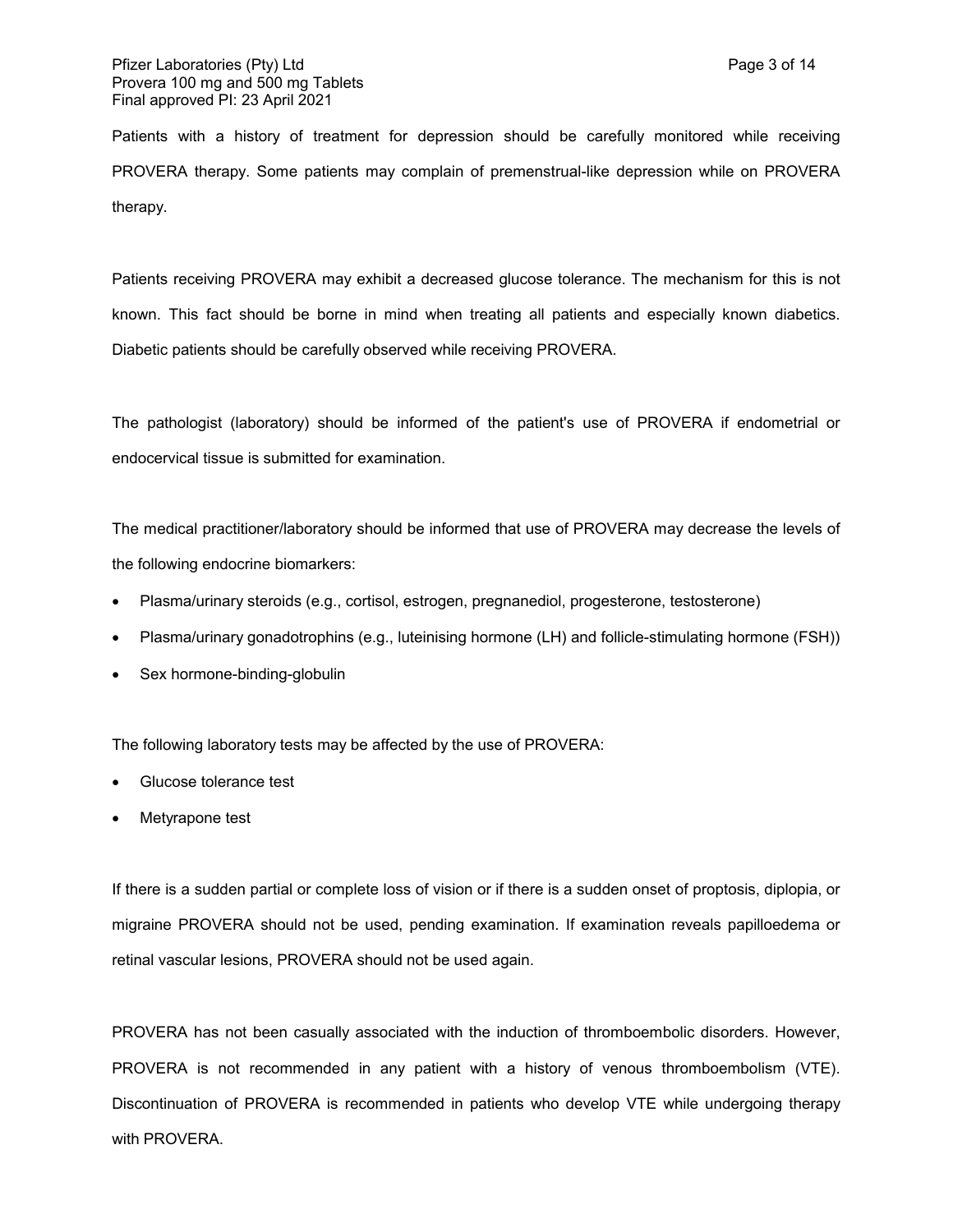Patients with a history of treatment for depression should be carefully monitored while receiving PROVERA therapy. Some patients may complain of premenstrual-like depression while on PROVERA therapy.

Patients receiving PROVERA may exhibit a decreased glucose tolerance. The mechanism for this is not known. This fact should be borne in mind when treating all patients and especially known diabetics. Diabetic patients should be carefully observed while receiving PROVERA.

The pathologist (laboratory) should be informed of the patient's use of PROVERA if endometrial or endocervical tissue is submitted for examination.

The medical practitioner/laboratory should be informed that use of PROVERA may decrease the levels of the following endocrine biomarkers:

- Plasma/urinary steroids (e.g., cortisol, estrogen, pregnanediol, progesterone, testosterone)
- Plasma/urinary gonadotrophins (e.g., luteinising hormone (LH) and follicle-stimulating hormone (FSH))
- Sex hormone-binding-globulin

The following laboratory tests may be affected by the use of PROVERA:

- Glucose tolerance test
- Metyrapone test

If there is a sudden partial or complete loss of vision or if there is a sudden onset of proptosis, diplopia, or migraine PROVERA should not be used, pending examination. If examination reveals papilloedema or retinal vascular lesions, PROVERA should not be used again.

PROVERA has not been casually associated with the induction of thromboembolic disorders. However, PROVERA is not recommended in any patient with a history of venous thromboembolism (VTE). Discontinuation of PROVERA is recommended in patients who develop VTE while undergoing therapy with PROVERA.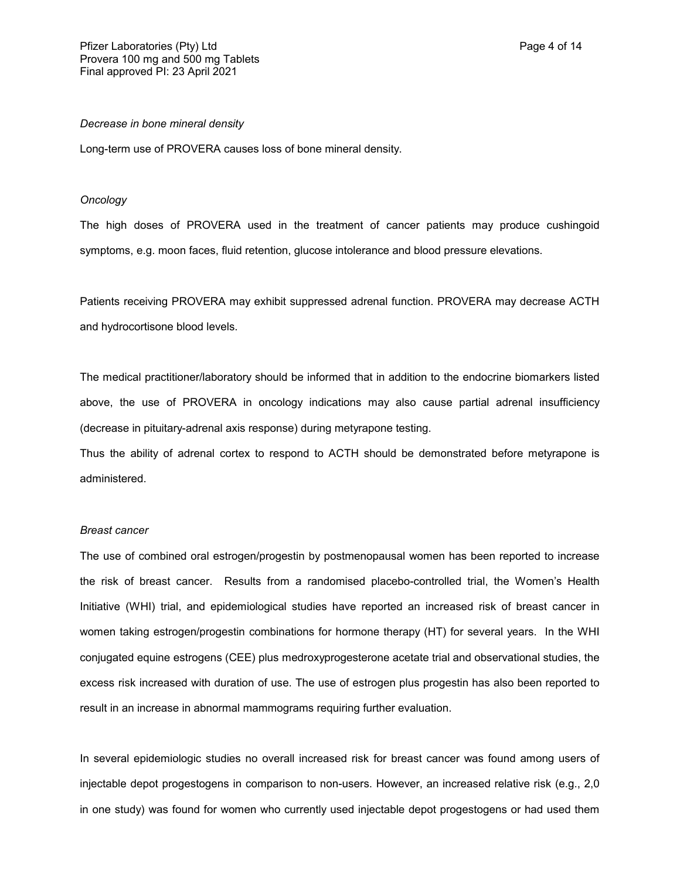*Decrease in bone mineral density*

Long-term use of PROVERA causes loss of bone mineral density.

*Oncology*

The high doses of PROVERA used in the treatment of cancer patients may produce cushingoid symptoms, e.g. moon faces, fluid retention, glucose intolerance and blood pressure elevations.

Patients receiving PROVERA may exhibit suppressed adrenal function. PROVERA may decrease ACTH and hydrocortisone blood levels.

The medical practitioner/laboratory should be informed that in addition to the endocrine biomarkers listed above, the use of PROVERA in oncology indications may also cause partial adrenal insufficiency (decrease in pituitary-adrenal axis response) during metyrapone testing.

Thus the ability of adrenal cortex to respond to ACTH should be demonstrated before metyrapone is administered.

*Breast cancer*

The use of combined oral estrogen/progestin by postmenopausal women has been reported to increase the risk of breast cancer. Results from a randomised placebo-controlled trial, the Women's Health Initiative (WHI) trial, and epidemiological studies have reported an increased risk of breast cancer in women taking estrogen/progestin combinations for hormone therapy (HT) for several years. In the WHI conjugated equine estrogens (CEE) plus medroxyprogesterone acetate trial and observational studies, the excess risk increased with duration of use. The use of estrogen plus progestin has also been reported to result in an increase in abnormal mammograms requiring further evaluation.

In several epidemiologic studies no overall increased risk for breast cancer was found among users of injectable depot progestogens in comparison to non-users. However, an increased relative risk (e.g., 2,0 in one study) was found for women who currently used injectable depot progestogens or had used them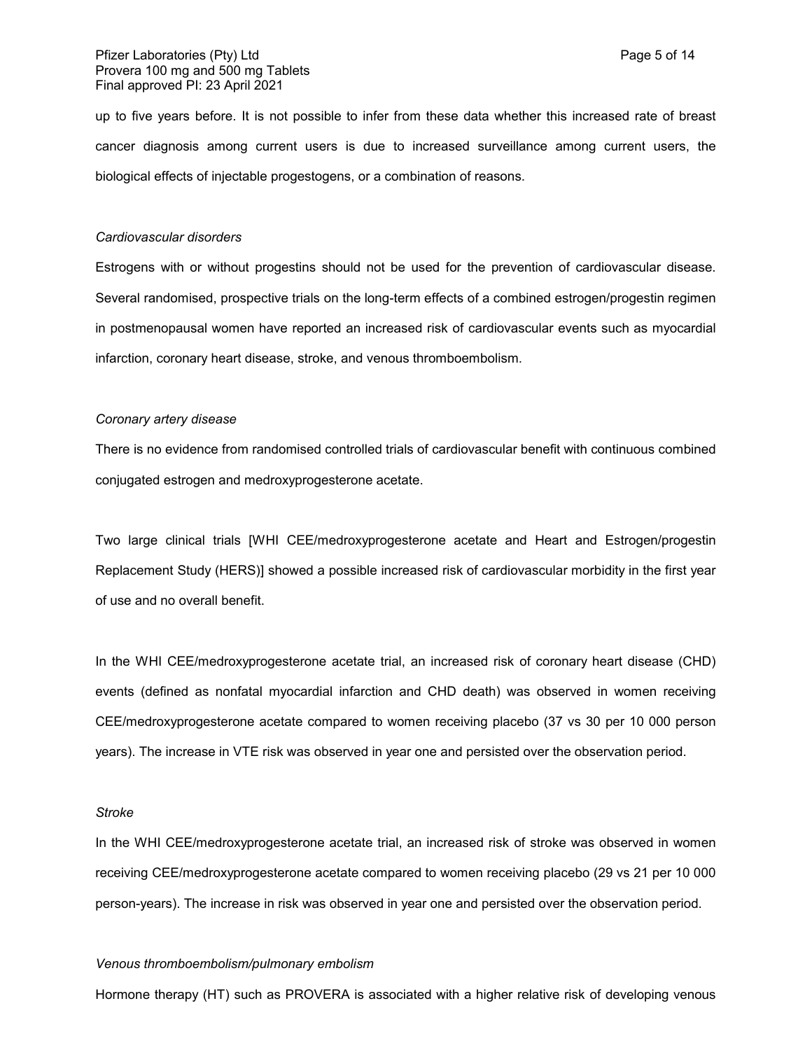up to five years before. It is not possible to infer from these data whether this increased rate of breast cancer diagnosis among current users is due to increased surveillance among current users, the biological effects of injectable progestogens, or a combination of reasons.

*Cardiovascular disorders*

Estrogens with or without progestins should not be used for the prevention of cardiovascular disease. Several randomised, prospective trials on the long-term effects of a combined estrogen/progestin regimen in postmenopausal women have reported an increased risk of cardiovascular events such as myocardial infarction, coronary heart disease, stroke, and venous thromboembolism.

*Coronary artery disease*

There is no evidence from randomised controlled trials of cardiovascular benefit with continuous combined conjugated estrogen and medroxyprogesterone acetate.

Two large clinical trials [WHI CEE/medroxyprogesterone acetate and Heart and Estrogen/progestin Replacement Study (HERS)] showed a possible increased risk of cardiovascular morbidity in the first year of use and no overall benefit.

In the WHI CEE/medroxyprogesterone acetate trial, an increased risk of coronary heart disease (CHD) events (defined as nonfatal myocardial infarction and CHD death) was observed in women receiving CEE/medroxyprogesterone acetate compared to women receiving placebo (37 vs 30 per 10 000 person years). The increase in VTE risk was observed in year one and persisted over the observation period.

*Stroke*

In the WHI CEE/medroxyprogesterone acetate trial, an increased risk of stroke was observed in women receiving CEE/medroxyprogesterone acetate compared to women receiving placebo (29 vs 21 per 10 000 person-years). The increase in risk was observed in year one and persisted over the observation period.

*Venous thromboembolism/pulmonary embolism*

Hormone therapy (HT) such as PROVERA is associated with a higher relative risk of developing venous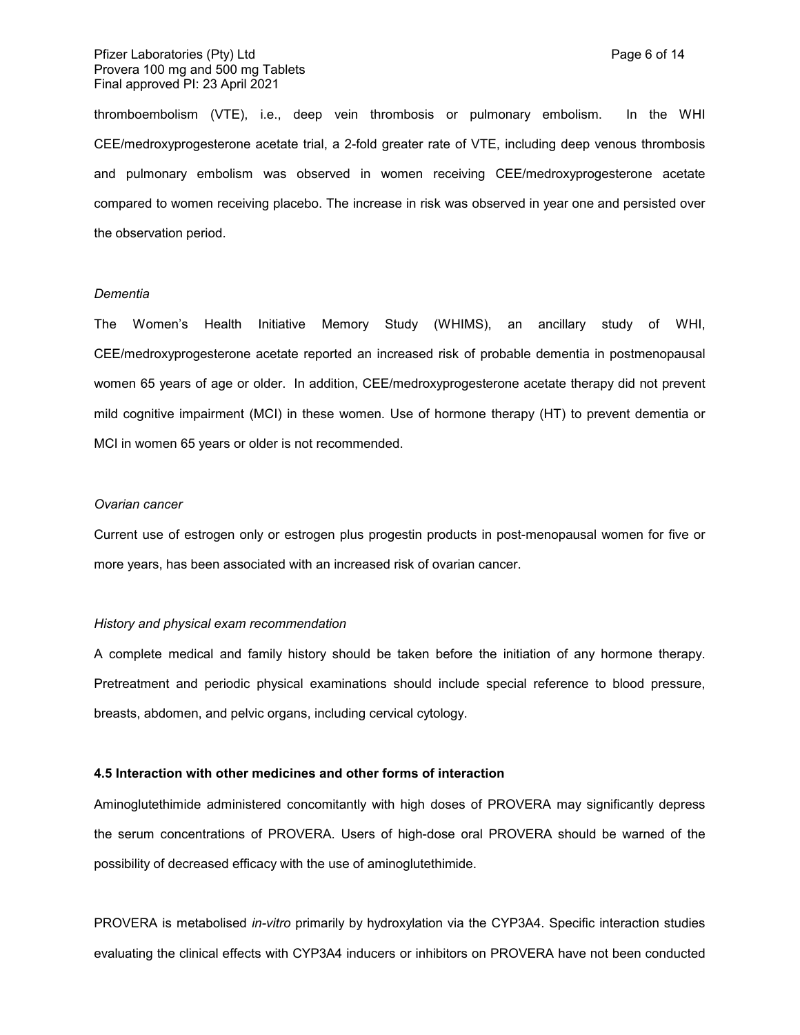thromboembolism (VTE), i.e., deep vein thrombosis or pulmonary embolism. In the WHI CEE/medroxyprogesterone acetate trial, a 2-fold greater rate of VTE, including deep venous thrombosis and pulmonary embolism was observed in women receiving CEE/medroxyprogesterone acetate compared to women receiving placebo. The increase in risk was observed in year one and persisted over the observation period.

*Dementia*

The Women's Health Initiative Memory Study (WHIMS), an ancillary study of WHI, CEE/medroxyprogesterone acetate reported an increased risk of probable dementia in postmenopausal women 65 years of age or older. In addition, CEE/medroxyprogesterone acetate therapy did not prevent mild cognitive impairment (MCI) in these women. Use of hormone therapy (HT) to prevent dementia or MCI in women 65 years or older is not recommended.

*Ovarian cancer*

Current use of estrogen only or estrogen plus progestin products in post-menopausal women for five or more years, has been associated with an increased risk of ovarian cancer.

*History and physical exam recommendation*

A complete medical and family history should be taken before the initiation of any hormone therapy. Pretreatment and periodic physical examinations should include special reference to blood pressure, breasts, abdomen, and pelvic organs, including cervical cytology.

**4.5 Interaction with other medicines and other forms of interaction**

Aminoglutethimide administered concomitantly with high doses of PROVERA may significantly depress the serum concentrations of PROVERA. Users of high-dose oral PROVERA should be warned of the possibility of decreased efficacy with the use of aminoglutethimide.

PROVERA is metabolised *in-vitro* primarily by hydroxylation via the CYP3A4. Specific interaction studies evaluating the clinical effects with CYP3A4 inducers or inhibitors on PROVERA have not been conducted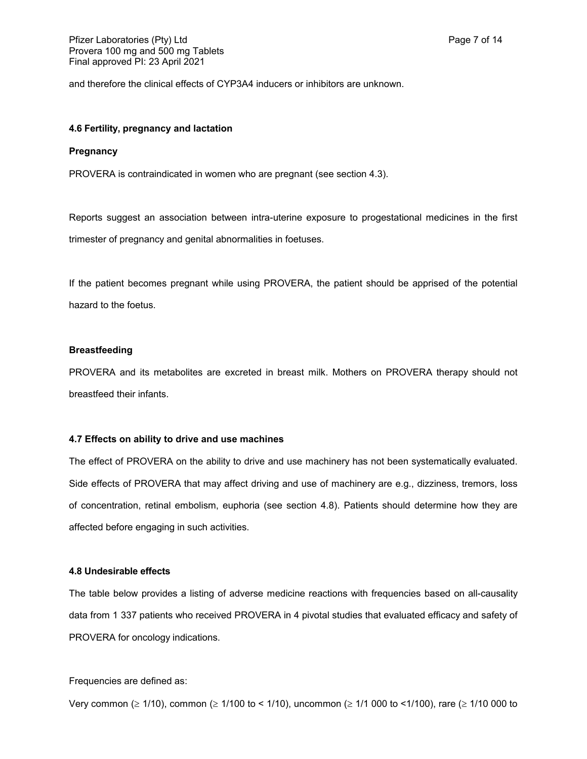and therefore the clinical effects of CYP3A4 inducers or inhibitors are unknown.

### 4.6 Fertility, pregnancy and lactation

**Pregnancy**

PROVERA is contraindicated in women who are pregnant (see section 4.3).

Reports suggest an association between intra-uterine exposure to progestational medicines in the first trimester of pregnancy and genital abnormalities in foetuses.

If the patient becomes pregnant while using PROVERA, the patient should be apprised of the potential hazard to the foetus.

**Breastfeeding**

PROVERA and its metabolites are excreted in breast milk. Mothers on PROVERA therapy should not breastfeed their infants.

### 4.7 Effects on ability to drive and use machines

The effect of PROVERA on the ability to drive and use machinery has not been systematically evaluated. Side effects of PROVERA that may affect driving and use of machinery are e.g., dizziness, tremors, loss of concentration, retinal embolism, euphoria (see section 4.8). Patients should determine how they are affected before engaging in such activities.

### 4.8 Undesirable effects

The table below provides a listing of adverse medicine reactions with frequencies based on all-causality data from 1 337 patients who received PROVERA in 4 pivotal studies that evaluated efficacy and safety of PROVERA for oncology indications.

Frequencies are defined as:

Very common (≥ 1/10), common (≥ 1/100 to < 1/10), uncommon (≥ 1/1 000 to <1/100), rare (≥ 1/10 000 to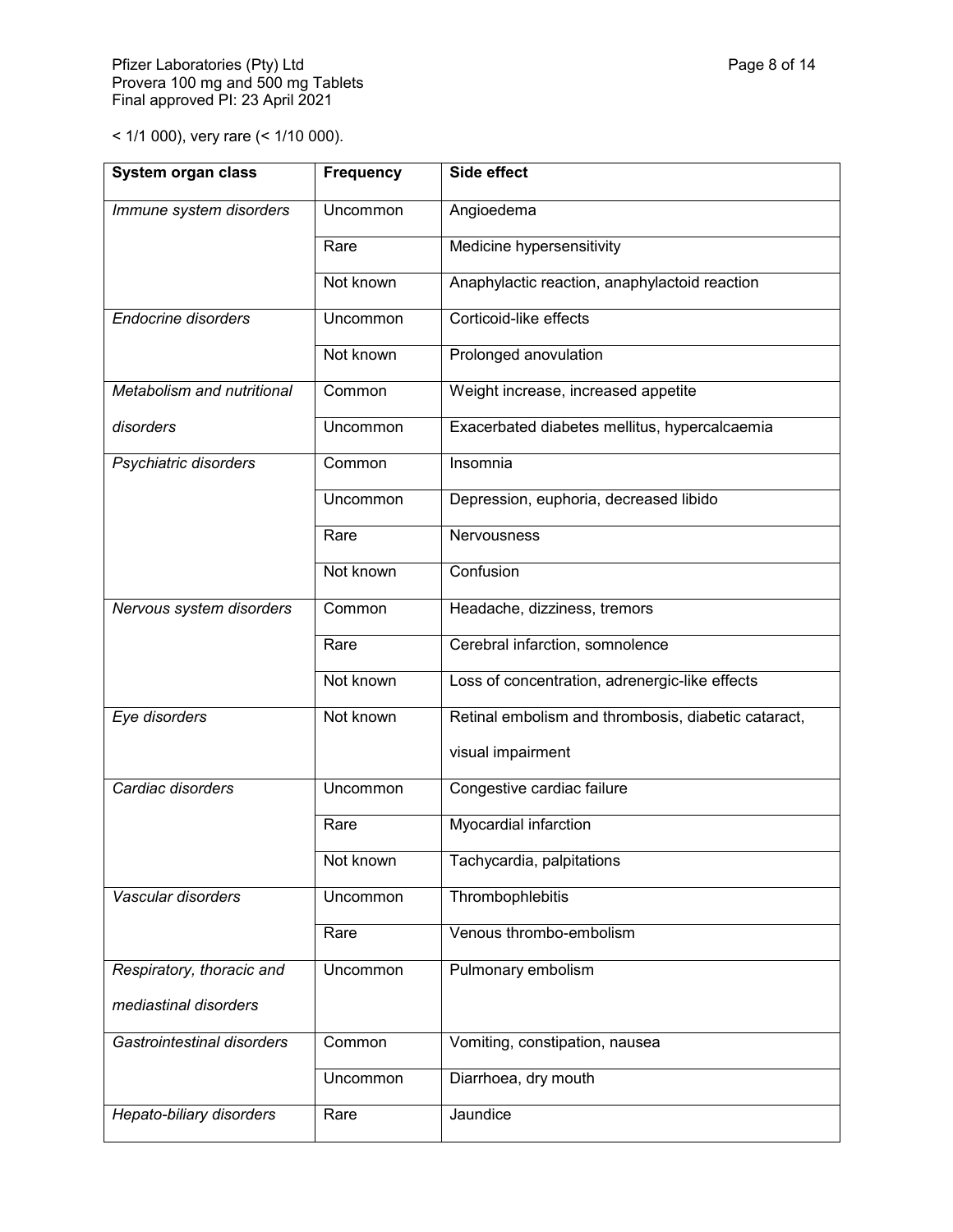< 1/1 000), very rare (< 1/10 000).

| System organ class | Frequency | Side effect |
| --- | --- | --- |
| *Immune system disorders* | Uncommon | Angioedema |
| | Rare | Medicine hypersensitivity |
| | Not known | Anaphylactic reaction, anaphylactoid reaction |
| *Endocrine disorders* | Uncommon | Corticoid-like effects |
| | Not known | Prolonged anovulation |
| *Metabolism and nutritional disorders* | Common | Weight increase, increased appetite |
| | Uncommon | Exacerbated diabetes mellitus, hypercalcaemia |
| *Psychiatric disorders* | Common | Insomnia |
| | Uncommon | Depression, euphoria, decreased libido |
| | Rare | Nervousness |
| | Not known | Confusion |
| *Nervous system disorders* | Common | Headache, dizziness, tremors |
| | Rare | Cerebral infarction, somnolence |
| | Not known | Loss of concentration, adrenergic-like effects |
| *Eye disorders* | Not known | Retinal embolism and thrombosis, diabetic cataract, visual impairment |
| *Cardiac disorders* | Uncommon | Congestive cardiac failure |
| | Rare | Myocardial infarction |
| | Not known | Tachycardia, palpitations |
| *Vascular disorders* | Uncommon | Thrombophlebitis |
| | Rare | Venous thrombo-embolism |
| *Respiratory, thoracic and mediastinal disorders* | Uncommon | Pulmonary embolism |
| *Gastrointestinal disorders* | Common | Vomiting, constipation, nausea |
| | Uncommon | Diarrhoea, dry mouth |
| *Hepato-biliary disorders* | Rare | Jaundice |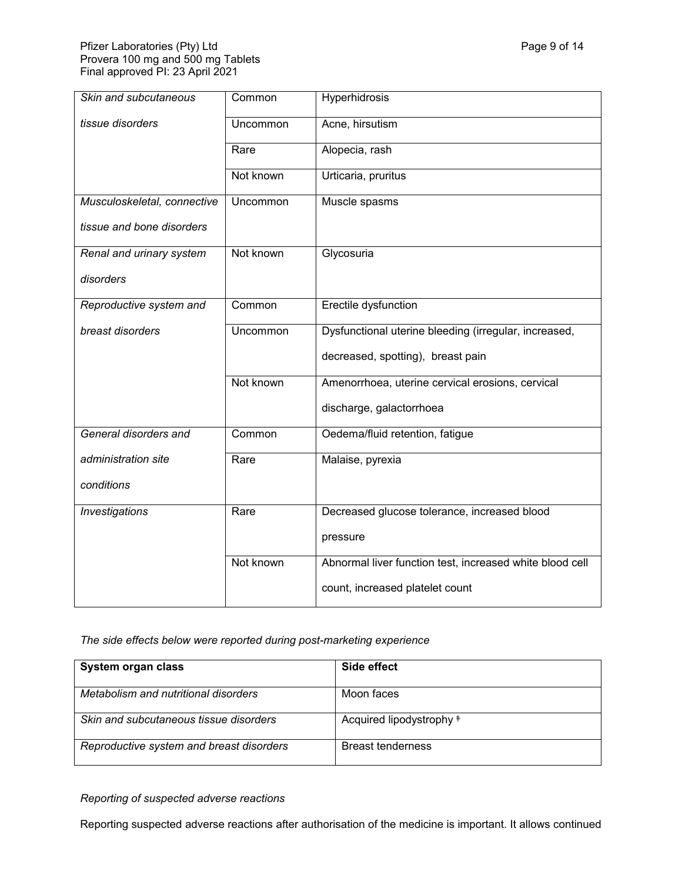| | | |
|---|---|---|
| *Skin and subcutaneous tissue disorders* | Common | Hyperhidrosis |
| | Uncommon | Acne, hirsutism |
| | Rare | Alopecia, rash |
| | Not known | Urticaria, pruritus |
| *Musculoskeletal, connective tissue and bone disorders* | Uncommon | Muscle spasms |
| *Renal and urinary system disorders* | Not known | Glycosuria |
| *Reproductive system and breast disorders* | Common | Erectile dysfunction |
| | Uncommon | Dysfunctional uterine bleeding (irregular, increased, decreased, spotting), breast pain |
| | Not known | Amenorrhoea, uterine cervical erosions, cervical discharge, galactorrhoea |
| *General disorders and administration site conditions* | Common | Oedema/fluid retention, fatigue |
| | Rare | Malaise, pyrexia |
| *Investigations* | Rare | Decreased glucose tolerance, increased blood pressure |
| | Not known | Abnormal liver function test, increased white blood cell count, increased platelet count |

*The side effects below were reported during post-marketing experience*

| System organ class | Side effect |
|---|---|
| *Metabolism and nutritional disorders* | Moon faces |
| *Skin and subcutaneous tissue disorders* | Acquired lipodystrophy ǂ |
| *Reproductive system and breast disorders* | Breast tenderness |

*Reporting of suspected adverse reactions*

Reporting suspected adverse reactions after authorisation of the medicine is important. It allows continued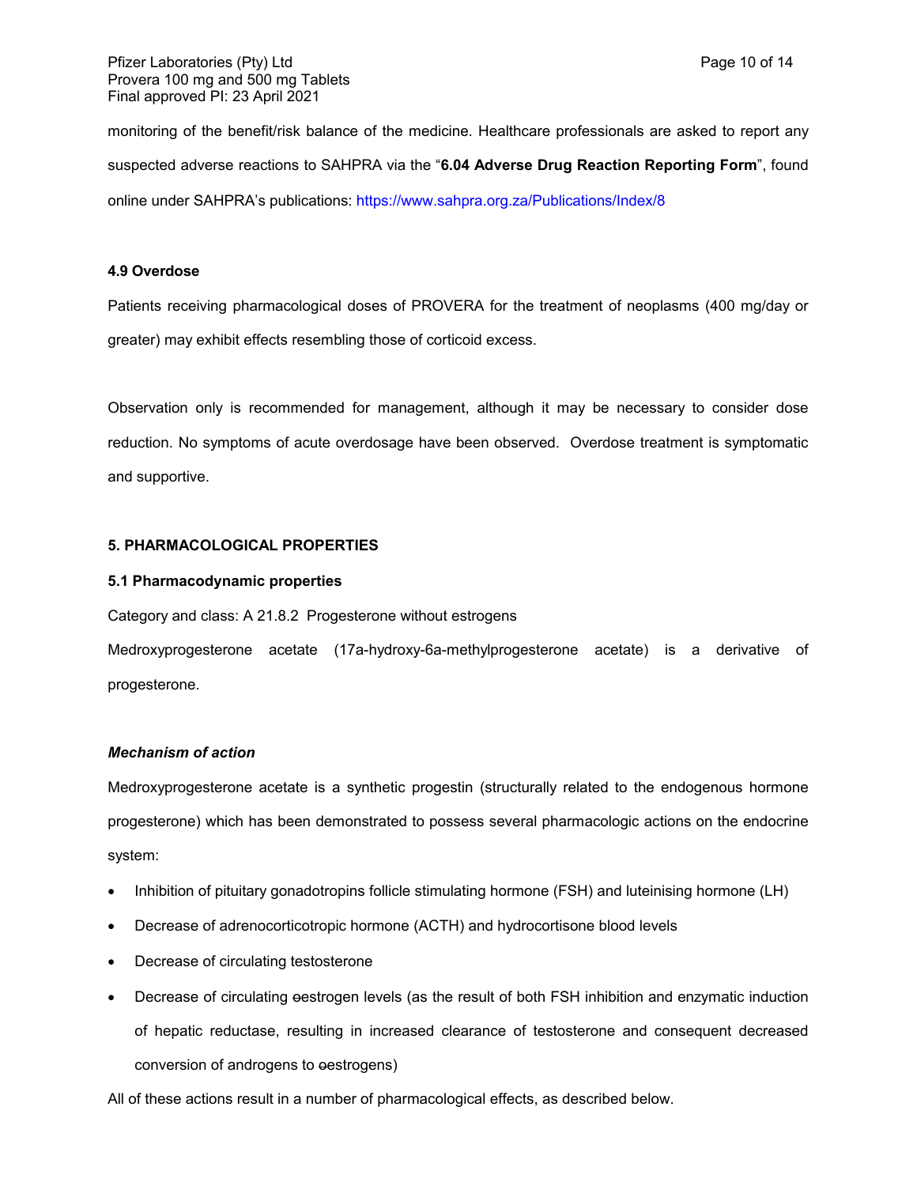monitoring of the benefit/risk balance of the medicine. Healthcare professionals are asked to report any suspected adverse reactions to SAHPRA via the "**6.04 Adverse Drug Reaction Reporting Form**", found online under SAHPRA's publications: https://www.sahpra.org.za/Publications/Index/8

### 4.9 Overdose

Patients receiving pharmacological doses of PROVERA for the treatment of neoplasms (400 mg/day or greater) may exhibit effects resembling those of corticoid excess.

Observation only is recommended for management, although it may be necessary to consider dose reduction. No symptoms of acute overdosage have been observed. Overdose treatment is symptomatic and supportive.

## 5. PHARMACOLOGICAL PROPERTIES

### 5.1 Pharmacodynamic properties

Category and class: A 21.8.2 Progesterone without estrogens

Medroxyprogesterone acetate (17a-hydroxy-6a-methylprogesterone acetate) is a derivative of progesterone.

***Mechanism of action***

Medroxyprogesterone acetate is a synthetic progestin (structurally related to the endogenous hormone progesterone) which has been demonstrated to possess several pharmacologic actions on the endocrine system:

- Inhibition of pituitary gonadotropins follicle stimulating hormone (FSH) and luteinising hormone (LH)
- Decrease of adrenocorticotropic hormone (ACTH) and hydrocortisone blood levels
- Decrease of circulating testosterone
- Decrease of circulating ~~o~~estrogen levels (as the result of both FSH inhibition and enzymatic induction of hepatic reductase, resulting in increased clearance of testosterone and consequent decreased conversion of androgens to ~~o~~estrogens)

All of these actions result in a number of pharmacological effects, as described below.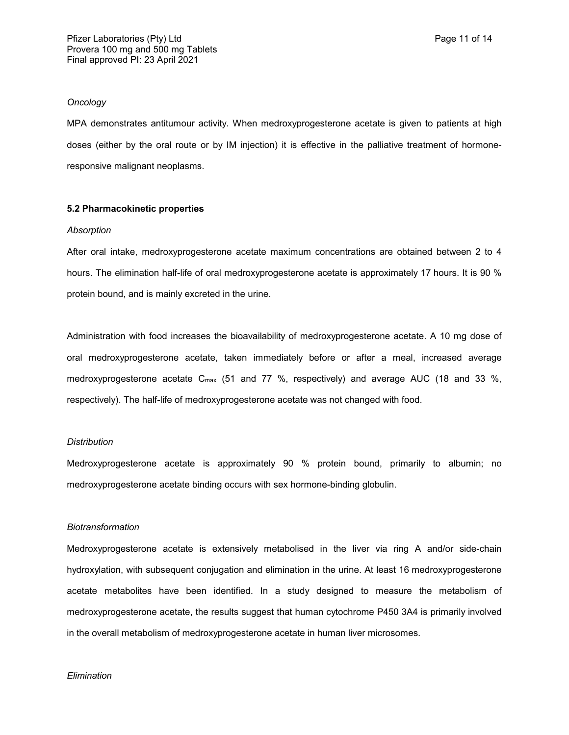*Oncology*

MPA demonstrates antitumour activity. When medroxyprogesterone acetate is given to patients at high doses (either by the oral route or by IM injection) it is effective in the palliative treatment of hormone-responsive malignant neoplasms.

**5.2 Pharmacokinetic properties**

*Absorption*

After oral intake, medroxyprogesterone acetate maximum concentrations are obtained between 2 to 4 hours. The elimination half-life of oral medroxyprogesterone acetate is approximately 17 hours. It is 90 % protein bound, and is mainly excreted in the urine.

Administration with food increases the bioavailability of medroxyprogesterone acetate. A 10 mg dose of oral medroxyprogesterone acetate, taken immediately before or after a meal, increased average medroxyprogesterone acetate $C_{max}$ (51 and 77 %, respectively) and average AUC (18 and 33 %, respectively). The half-life of medroxyprogesterone acetate was not changed with food.

*Distribution*

Medroxyprogesterone acetate is approximately 90 % protein bound, primarily to albumin; no medroxyprogesterone acetate binding occurs with sex hormone-binding globulin.

*Biotransformation*

Medroxyprogesterone acetate is extensively metabolised in the liver via ring A and/or side-chain hydroxylation, with subsequent conjugation and elimination in the urine. At least 16 medroxyprogesterone acetate metabolites have been identified. In a study designed to measure the metabolism of medroxyprogesterone acetate, the results suggest that human cytochrome P450 3A4 is primarily involved in the overall metabolism of medroxyprogesterone acetate in human liver microsomes.

*Elimination*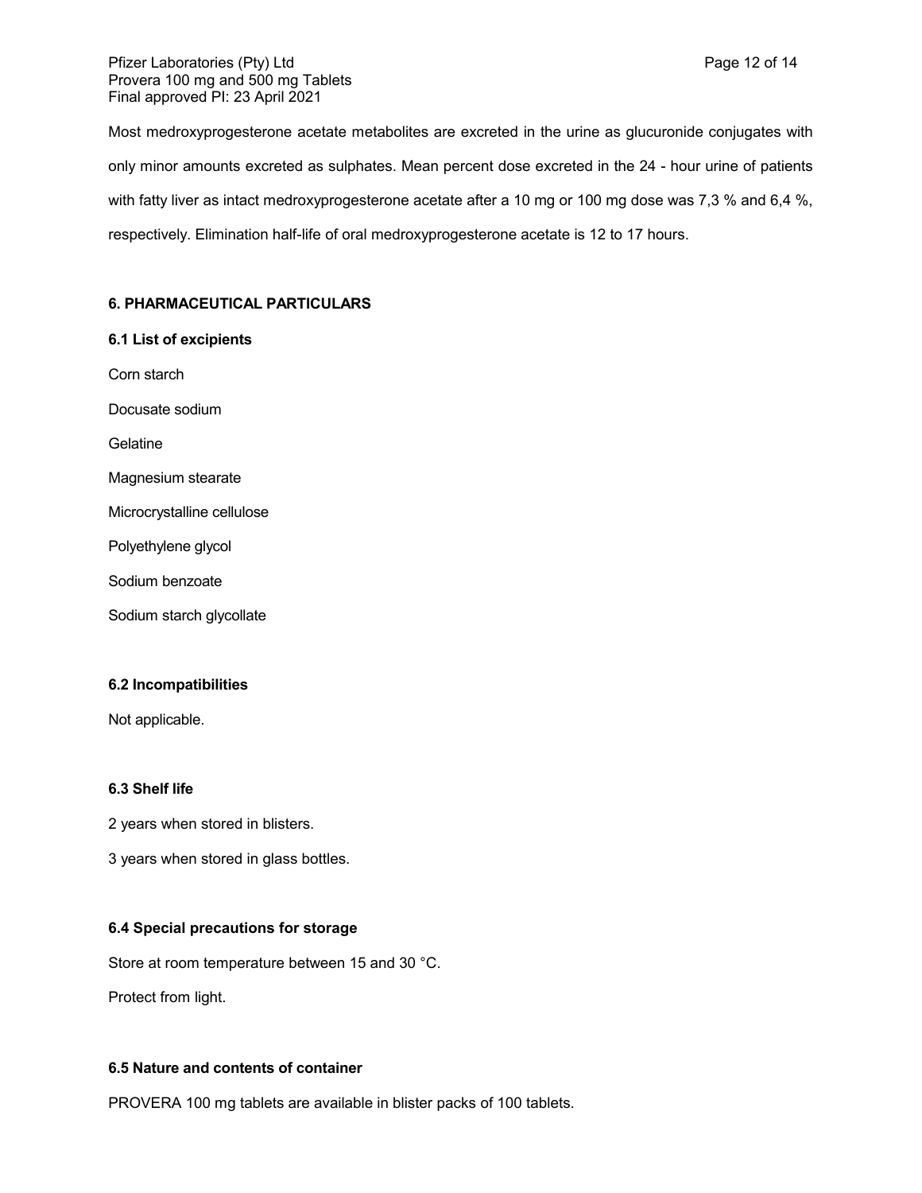Most medroxyprogesterone acetate metabolites are excreted in the urine as glucuronide conjugates with only minor amounts excreted as sulphates. Mean percent dose excreted in the 24 - hour urine of patients with fatty liver as intact medroxyprogesterone acetate after a 10 mg or 100 mg dose was 7,3 % and 6,4 %, respectively. Elimination half-life of oral medroxyprogesterone acetate is 12 to 17 hours.

## 6. PHARMACEUTICAL PARTICULARS

### 6.1 List of excipients

Corn starch

Docusate sodium

Gelatine

Magnesium stearate

Microcrystalline cellulose

Polyethylene glycol

Sodium benzoate

Sodium starch glycollate

### 6.2 Incompatibilities

Not applicable.

### 6.3 Shelf life

2 years when stored in blisters.

3 years when stored in glass bottles.

### 6.4 Special precautions for storage

Store at room temperature between 15 and 30 °C.

Protect from light.

### 6.5 Nature and contents of container

PROVERA 100 mg tablets are available in blister packs of 100 tablets.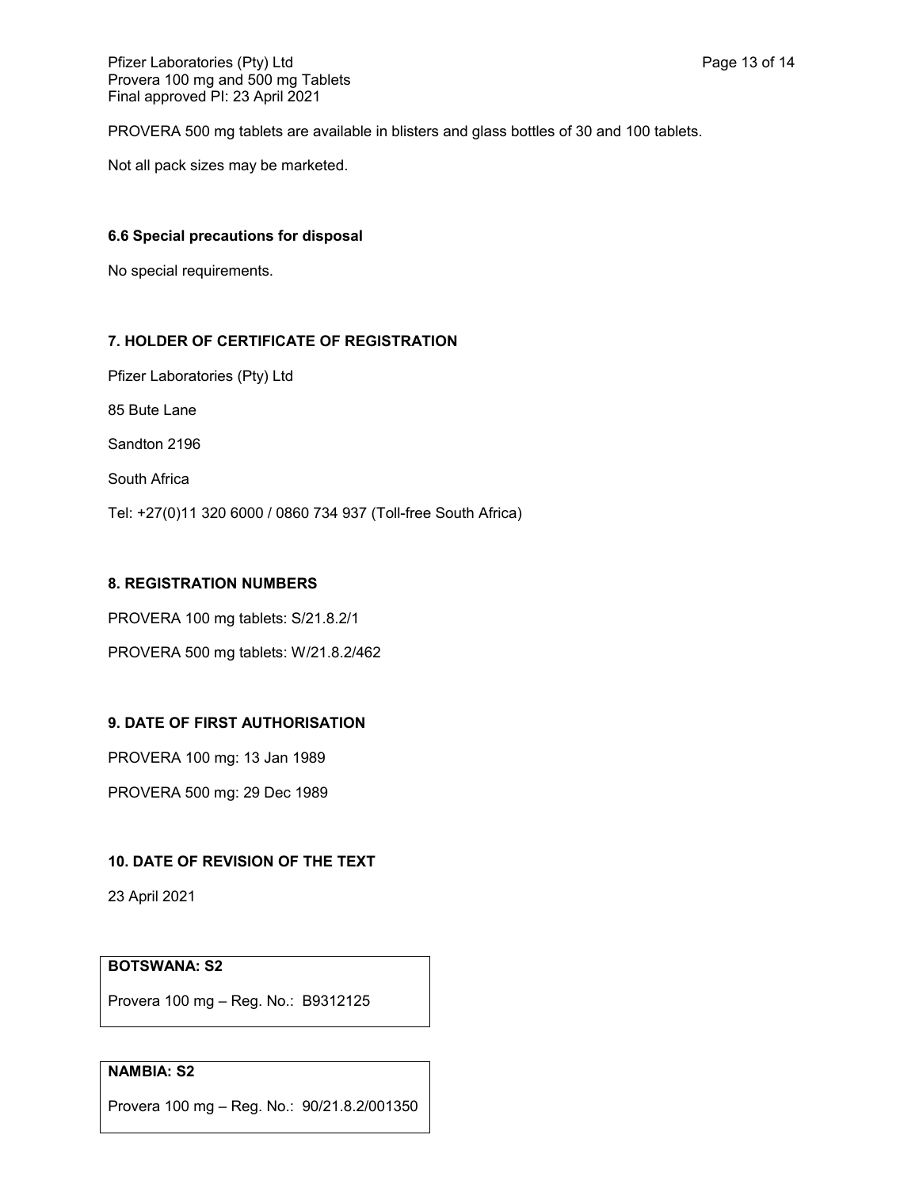PROVERA 500 mg tablets are available in blisters and glass bottles of 30 and 100 tablets.

Not all pack sizes may be marketed.

**6.6 Special precautions for disposal**

No special requirements.

**7. HOLDER OF CERTIFICATE OF REGISTRATION**

Pfizer Laboratories (Pty) Ltd

85 Bute Lane

Sandton 2196

South Africa

Tel: +27(0)11 320 6000 / 0860 734 937 (Toll-free South Africa)

**8. REGISTRATION NUMBERS**

PROVERA 100 mg tablets: S/21.8.2/1

PROVERA 500 mg tablets: W/21.8.2/462

**9. DATE OF FIRST AUTHORISATION**

PROVERA 100 mg: 13 Jan 1989

PROVERA 500 mg: 29 Dec 1989

**10. DATE OF REVISION OF THE TEXT**

23 April 2021

**BOTSWANA: S2**

Provera 100 mg – Reg. No.: B9312125

**NAMBIA: S2**

Provera 100 mg – Reg. No.: 90/21.8.2/001350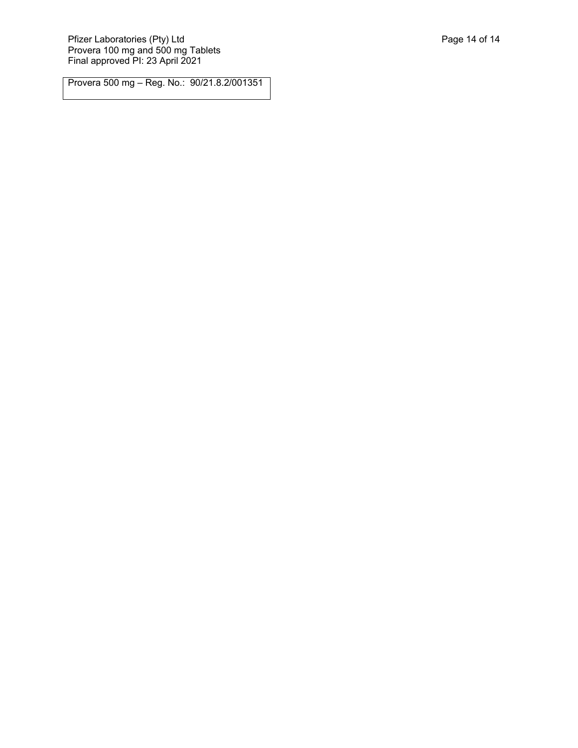| Provera 500 mg – Reg. No.: 90/21.8.2/001351 |
| --- |